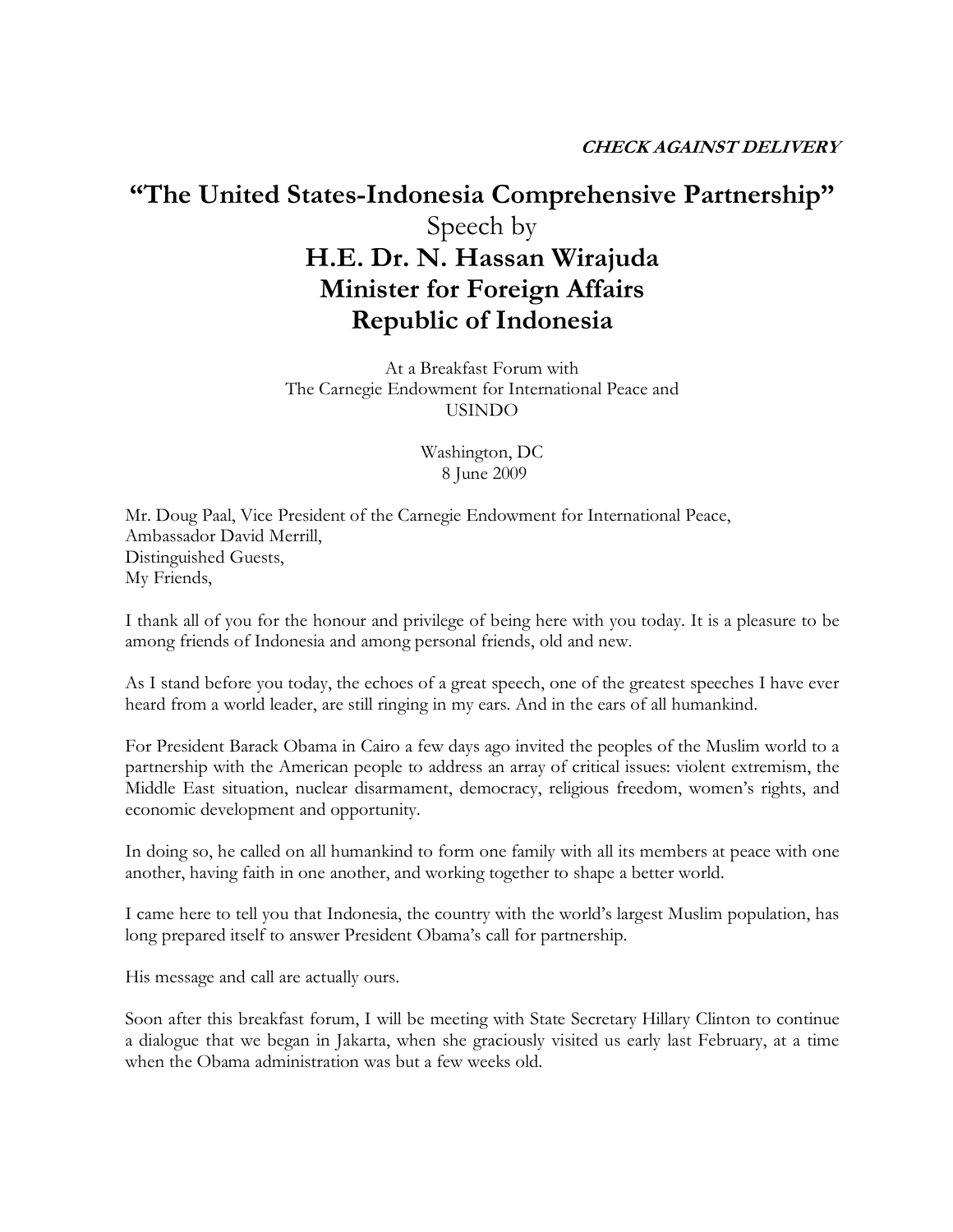***CHECK AGAINST DELIVERY***

# "The United States-Indonesia Comprehensive Partnership"

Speech by

## H.E. Dr. N. Hassan Wirajuda
## Minister for Foreign Affairs
## Republic of Indonesia

At a Breakfast Forum with
The Carnegie Endowment for International Peace and
USINDO

Washington, DC
8 June 2009

Mr. Doug Paal, Vice President of the Carnegie Endowment for International Peace,
Ambassador David Merrill,
Distinguished Guests,
My Friends,

I thank all of you for the honour and privilege of being here with you today. It is a pleasure to be among friends of Indonesia and among personal friends, old and new.

As I stand before you today, the echoes of a great speech, one of the greatest speeches I have ever heard from a world leader, are still ringing in my ears. And in the ears of all humankind.

For President Barack Obama in Cairo a few days ago invited the peoples of the Muslim world to a partnership with the American people to address an array of critical issues: violent extremism, the Middle East situation, nuclear disarmament, democracy, religious freedom, women's rights, and economic development and opportunity.

In doing so, he called on all humankind to form one family with all its members at peace with one another, having faith in one another, and working together to shape a better world.

I came here to tell you that Indonesia, the country with the world's largest Muslim population, has long prepared itself to answer President Obama's call for partnership.

His message and call are actually ours.

Soon after this breakfast forum, I will be meeting with State Secretary Hillary Clinton to continue a dialogue that we began in Jakarta, when she graciously visited us early last February, at a time when the Obama administration was but a few weeks old.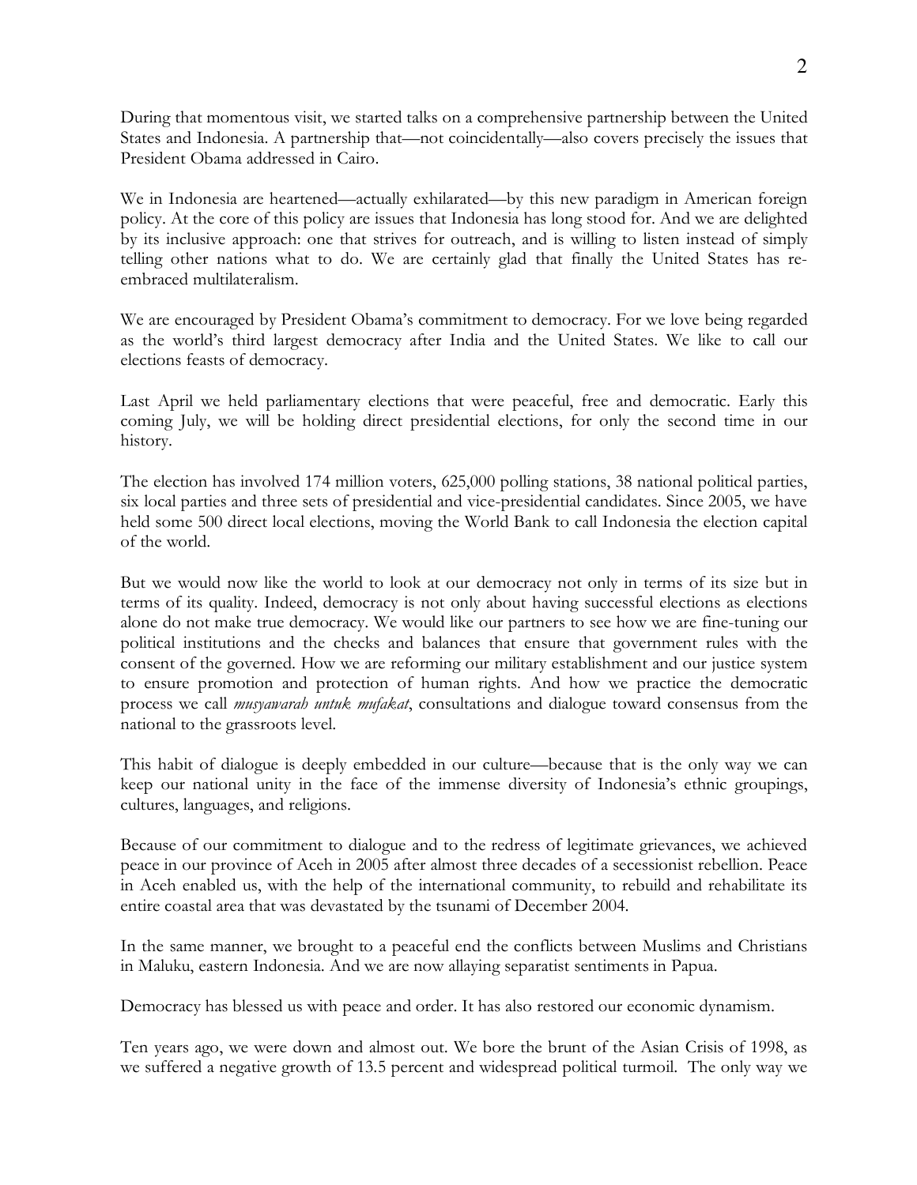During that momentous visit, we started talks on a comprehensive partnership between the United States and Indonesia. A partnership that—not coincidentally—also covers precisely the issues that President Obama addressed in Cairo.

We in Indonesia are heartened—actually exhilarated—by this new paradigm in American foreign policy. At the core of this policy are issues that Indonesia has long stood for. And we are delighted by its inclusive approach: one that strives for outreach, and is willing to listen instead of simply telling other nations what to do. We are certainly glad that finally the United States has re-embraced multilateralism.

We are encouraged by President Obama's commitment to democracy. For we love being regarded as the world's third largest democracy after India and the United States. We like to call our elections feasts of democracy.

Last April we held parliamentary elections that were peaceful, free and democratic. Early this coming July, we will be holding direct presidential elections, for only the second time in our history.

The election has involved 174 million voters, 625,000 polling stations, 38 national political parties, six local parties and three sets of presidential and vice-presidential candidates. Since 2005, we have held some 500 direct local elections, moving the World Bank to call Indonesia the election capital of the world.

But we would now like the world to look at our democracy not only in terms of its size but in terms of its quality. Indeed, democracy is not only about having successful elections as elections alone do not make true democracy. We would like our partners to see how we are fine-tuning our political institutions and the checks and balances that ensure that government rules with the consent of the governed. How we are reforming our military establishment and our justice system to ensure promotion and protection of human rights. And how we practice the democratic process we call *musyawarah untuk mufakat*, consultations and dialogue toward consensus from the national to the grassroots level.

This habit of dialogue is deeply embedded in our culture—because that is the only way we can keep our national unity in the face of the immense diversity of Indonesia's ethnic groupings, cultures, languages, and religions.

Because of our commitment to dialogue and to the redress of legitimate grievances, we achieved peace in our province of Aceh in 2005 after almost three decades of a secessionist rebellion. Peace in Aceh enabled us, with the help of the international community, to rebuild and rehabilitate its entire coastal area that was devastated by the tsunami of December 2004.

In the same manner, we brought to a peaceful end the conflicts between Muslims and Christians in Maluku, eastern Indonesia. And we are now allaying separatist sentiments in Papua.

Democracy has blessed us with peace and order. It has also restored our economic dynamism.

Ten years ago, we were down and almost out. We bore the brunt of the Asian Crisis of 1998, as we suffered a negative growth of 13.5 percent and widespread political turmoil. The only way we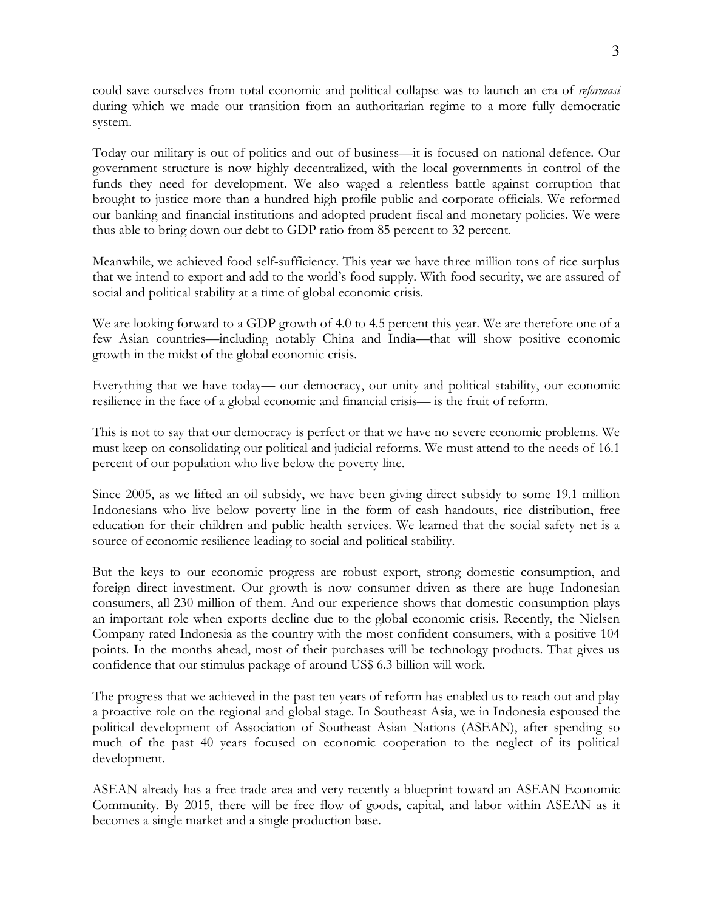could save ourselves from total economic and political collapse was to launch an era of *reformasi* during which we made our transition from an authoritarian regime to a more fully democratic system.

Today our military is out of politics and out of business—it is focused on national defence. Our government structure is now highly decentralized, with the local governments in control of the funds they need for development. We also waged a relentless battle against corruption that brought to justice more than a hundred high profile public and corporate officials. We reformed our banking and financial institutions and adopted prudent fiscal and monetary policies. We were thus able to bring down our debt to GDP ratio from 85 percent to 32 percent.

Meanwhile, we achieved food self-sufficiency. This year we have three million tons of rice surplus that we intend to export and add to the world's food supply. With food security, we are assured of social and political stability at a time of global economic crisis.

We are looking forward to a GDP growth of 4.0 to 4.5 percent this year. We are therefore one of a few Asian countries—including notably China and India—that will show positive economic growth in the midst of the global economic crisis.

Everything that we have today— our democracy, our unity and political stability, our economic resilience in the face of a global economic and financial crisis— is the fruit of reform.

This is not to say that our democracy is perfect or that we have no severe economic problems. We must keep on consolidating our political and judicial reforms. We must attend to the needs of 16.1 percent of our population who live below the poverty line.

Since 2005, as we lifted an oil subsidy, we have been giving direct subsidy to some 19.1 million Indonesians who live below poverty line in the form of cash handouts, rice distribution, free education for their children and public health services. We learned that the social safety net is a source of economic resilience leading to social and political stability.

But the keys to our economic progress are robust export, strong domestic consumption, and foreign direct investment. Our growth is now consumer driven as there are huge Indonesian consumers, all 230 million of them. And our experience shows that domestic consumption plays an important role when exports decline due to the global economic crisis. Recently, the Nielsen Company rated Indonesia as the country with the most confident consumers, with a positive 104 points. In the months ahead, most of their purchases will be technology products. That gives us confidence that our stimulus package of around US$ 6.3 billion will work.

The progress that we achieved in the past ten years of reform has enabled us to reach out and play a proactive role on the regional and global stage. In Southeast Asia, we in Indonesia espoused the political development of Association of Southeast Asian Nations (ASEAN), after spending so much of the past 40 years focused on economic cooperation to the neglect of its political development.

ASEAN already has a free trade area and very recently a blueprint toward an ASEAN Economic Community. By 2015, there will be free flow of goods, capital, and labor within ASEAN as it becomes a single market and a single production base.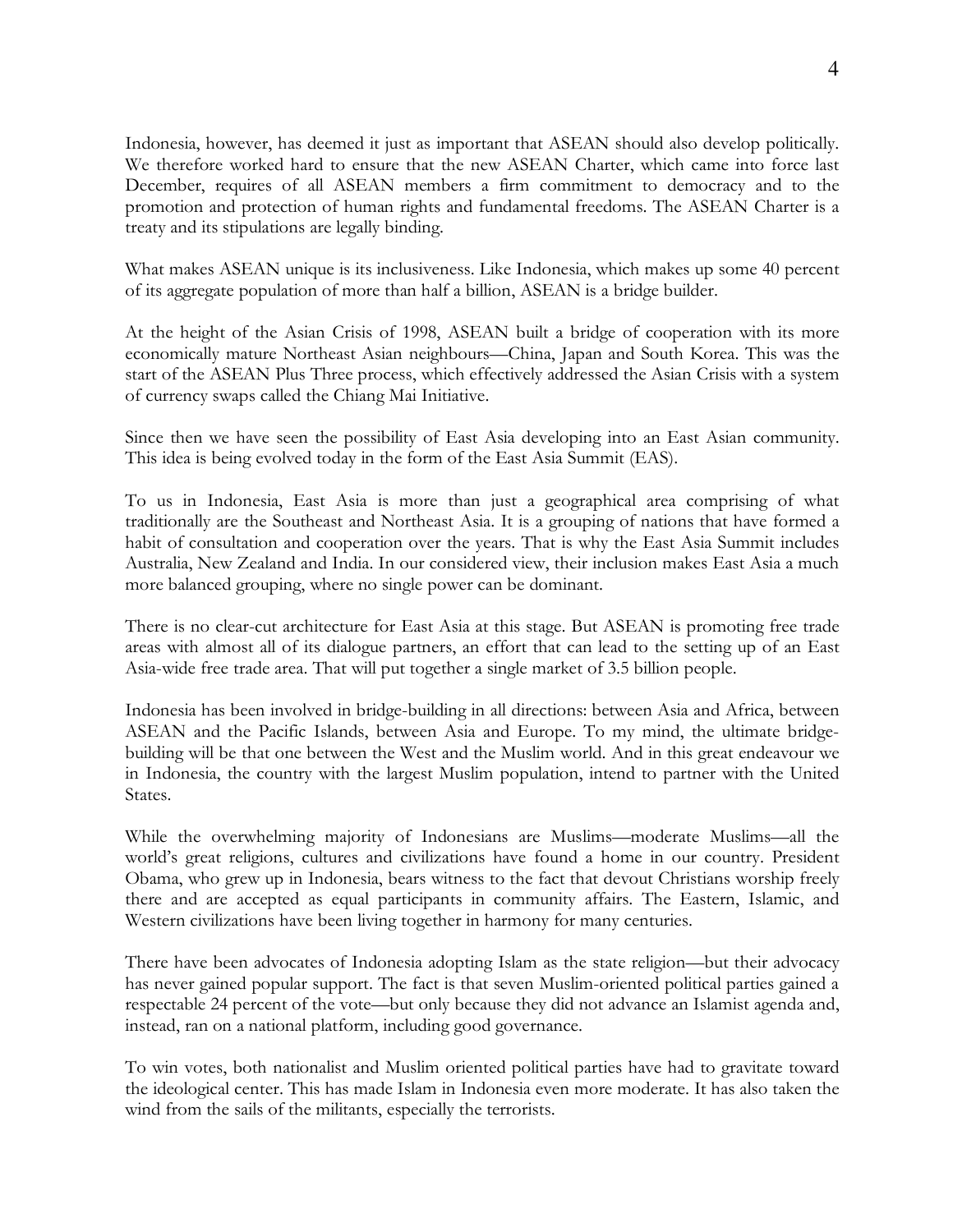Indonesia, however, has deemed it just as important that ASEAN should also develop politically. We therefore worked hard to ensure that the new ASEAN Charter, which came into force last December, requires of all ASEAN members a firm commitment to democracy and to the promotion and protection of human rights and fundamental freedoms. The ASEAN Charter is a treaty and its stipulations are legally binding.

What makes ASEAN unique is its inclusiveness. Like Indonesia, which makes up some 40 percent of its aggregate population of more than half a billion, ASEAN is a bridge builder.

At the height of the Asian Crisis of 1998, ASEAN built a bridge of cooperation with its more economically mature Northeast Asian neighbours—China, Japan and South Korea. This was the start of the ASEAN Plus Three process, which effectively addressed the Asian Crisis with a system of currency swaps called the Chiang Mai Initiative.

Since then we have seen the possibility of East Asia developing into an East Asian community. This idea is being evolved today in the form of the East Asia Summit (EAS).

To us in Indonesia, East Asia is more than just a geographical area comprising of what traditionally are the Southeast and Northeast Asia. It is a grouping of nations that have formed a habit of consultation and cooperation over the years. That is why the East Asia Summit includes Australia, New Zealand and India. In our considered view, their inclusion makes East Asia a much more balanced grouping, where no single power can be dominant.

There is no clear-cut architecture for East Asia at this stage. But ASEAN is promoting free trade areas with almost all of its dialogue partners, an effort that can lead to the setting up of an East Asia-wide free trade area. That will put together a single market of 3.5 billion people.

Indonesia has been involved in bridge-building in all directions: between Asia and Africa, between ASEAN and the Pacific Islands, between Asia and Europe. To my mind, the ultimate bridge-building will be that one between the West and the Muslim world. And in this great endeavour we in Indonesia, the country with the largest Muslim population, intend to partner with the United States.

While the overwhelming majority of Indonesians are Muslims—moderate Muslims—all the world's great religions, cultures and civilizations have found a home in our country. President Obama, who grew up in Indonesia, bears witness to the fact that devout Christians worship freely there and are accepted as equal participants in community affairs. The Eastern, Islamic, and Western civilizations have been living together in harmony for many centuries.

There have been advocates of Indonesia adopting Islam as the state religion—but their advocacy has never gained popular support. The fact is that seven Muslim-oriented political parties gained a respectable 24 percent of the vote—but only because they did not advance an Islamist agenda and, instead, ran on a national platform, including good governance.

To win votes, both nationalist and Muslim oriented political parties have had to gravitate toward the ideological center. This has made Islam in Indonesia even more moderate. It has also taken the wind from the sails of the militants, especially the terrorists.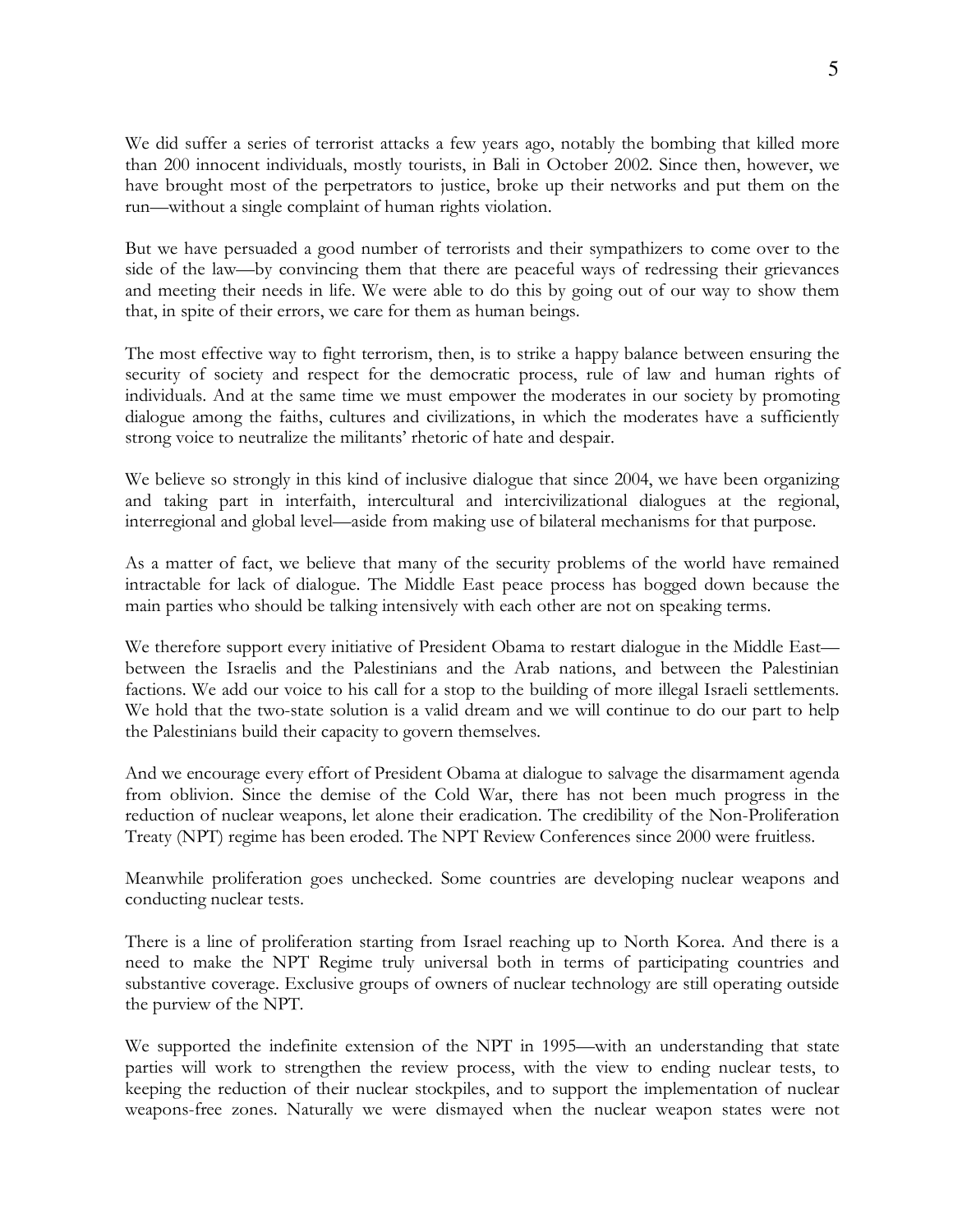We did suffer a series of terrorist attacks a few years ago, notably the bombing that killed more than 200 innocent individuals, mostly tourists, in Bali in October 2002. Since then, however, we have brought most of the perpetrators to justice, broke up their networks and put them on the run—without a single complaint of human rights violation.

But we have persuaded a good number of terrorists and their sympathizers to come over to the side of the law—by convincing them that there are peaceful ways of redressing their grievances and meeting their needs in life. We were able to do this by going out of our way to show them that, in spite of their errors, we care for them as human beings.

The most effective way to fight terrorism, then, is to strike a happy balance between ensuring the security of society and respect for the democratic process, rule of law and human rights of individuals. And at the same time we must empower the moderates in our society by promoting dialogue among the faiths, cultures and civilizations, in which the moderates have a sufficiently strong voice to neutralize the militants' rhetoric of hate and despair.

We believe so strongly in this kind of inclusive dialogue that since 2004, we have been organizing and taking part in interfaith, intercultural and intercivilizational dialogues at the regional, interregional and global level—aside from making use of bilateral mechanisms for that purpose.

As a matter of fact, we believe that many of the security problems of the world have remained intractable for lack of dialogue. The Middle East peace process has bogged down because the main parties who should be talking intensively with each other are not on speaking terms.

We therefore support every initiative of President Obama to restart dialogue in the Middle East—between the Israelis and the Palestinians and the Arab nations, and between the Palestinian factions. We add our voice to his call for a stop to the building of more illegal Israeli settlements. We hold that the two-state solution is a valid dream and we will continue to do our part to help the Palestinians build their capacity to govern themselves.

And we encourage every effort of President Obama at dialogue to salvage the disarmament agenda from oblivion. Since the demise of the Cold War, there has not been much progress in the reduction of nuclear weapons, let alone their eradication. The credibility of the Non-Proliferation Treaty (NPT) regime has been eroded. The NPT Review Conferences since 2000 were fruitless.

Meanwhile proliferation goes unchecked. Some countries are developing nuclear weapons and conducting nuclear tests.

There is a line of proliferation starting from Israel reaching up to North Korea. And there is a need to make the NPT Regime truly universal both in terms of participating countries and substantive coverage. Exclusive groups of owners of nuclear technology are still operating outside the purview of the NPT.

We supported the indefinite extension of the NPT in 1995—with an understanding that state parties will work to strengthen the review process, with the view to ending nuclear tests, to keeping the reduction of their nuclear stockpiles, and to support the implementation of nuclear weapons-free zones. Naturally we were dismayed when the nuclear weapon states were not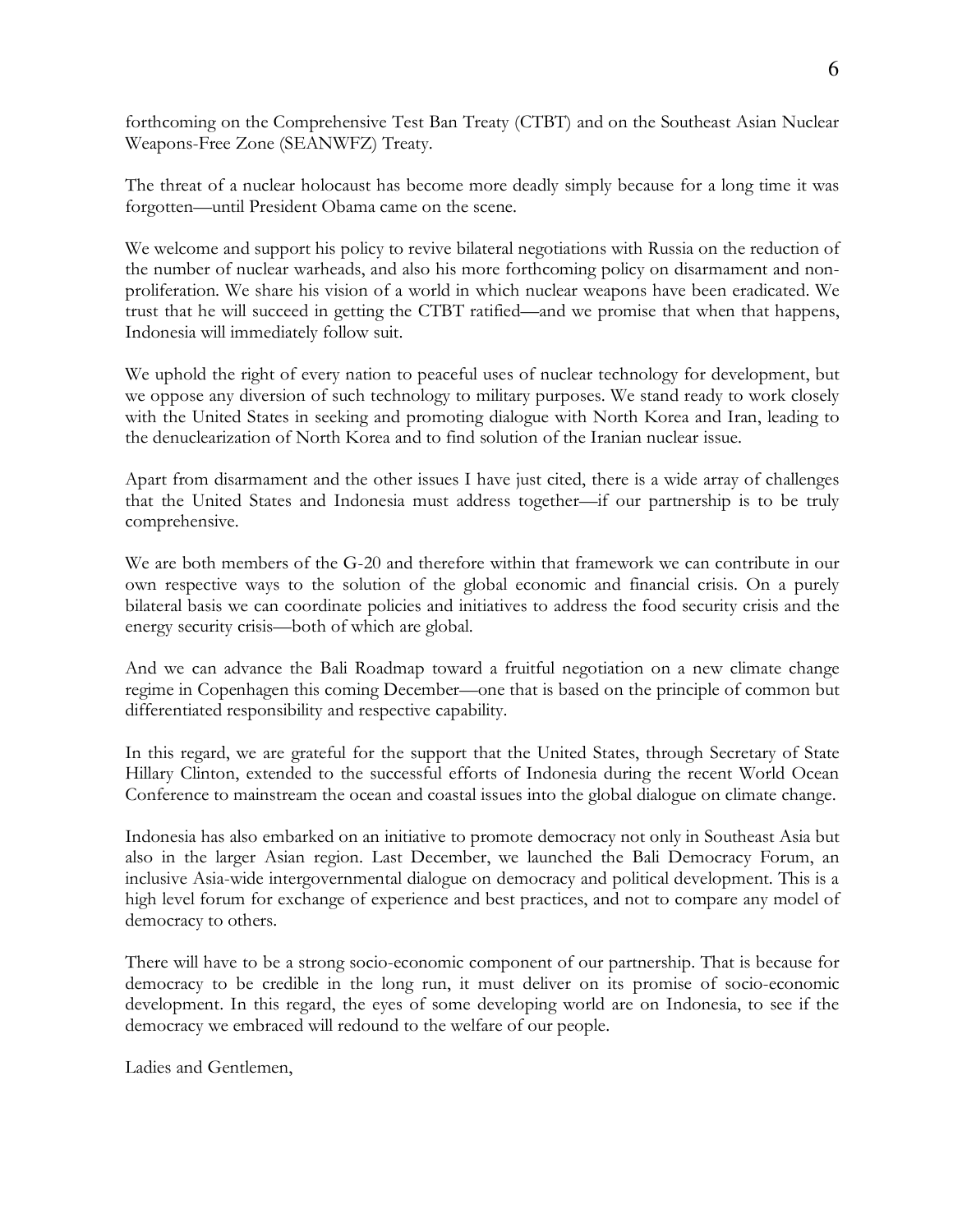forthcoming on the Comprehensive Test Ban Treaty (CTBT) and on the Southeast Asian Nuclear Weapons-Free Zone (SEANWFZ) Treaty.

The threat of a nuclear holocaust has become more deadly simply because for a long time it was forgotten—until President Obama came on the scene.

We welcome and support his policy to revive bilateral negotiations with Russia on the reduction of the number of nuclear warheads, and also his more forthcoming policy on disarmament and non-proliferation. We share his vision of a world in which nuclear weapons have been eradicated. We trust that he will succeed in getting the CTBT ratified—and we promise that when that happens, Indonesia will immediately follow suit.

We uphold the right of every nation to peaceful uses of nuclear technology for development, but we oppose any diversion of such technology to military purposes. We stand ready to work closely with the United States in seeking and promoting dialogue with North Korea and Iran, leading to the denuclearization of North Korea and to find solution of the Iranian nuclear issue.

Apart from disarmament and the other issues I have just cited, there is a wide array of challenges that the United States and Indonesia must address together—if our partnership is to be truly comprehensive.

We are both members of the G-20 and therefore within that framework we can contribute in our own respective ways to the solution of the global economic and financial crisis. On a purely bilateral basis we can coordinate policies and initiatives to address the food security crisis and the energy security crisis—both of which are global.

And we can advance the Bali Roadmap toward a fruitful negotiation on a new climate change regime in Copenhagen this coming December—one that is based on the principle of common but differentiated responsibility and respective capability.

In this regard, we are grateful for the support that the United States, through Secretary of State Hillary Clinton, extended to the successful efforts of Indonesia during the recent World Ocean Conference to mainstream the ocean and coastal issues into the global dialogue on climate change.

Indonesia has also embarked on an initiative to promote democracy not only in Southeast Asia but also in the larger Asian region. Last December, we launched the Bali Democracy Forum, an inclusive Asia-wide intergovernmental dialogue on democracy and political development. This is a high level forum for exchange of experience and best practices, and not to compare any model of democracy to others.

There will have to be a strong socio-economic component of our partnership. That is because for democracy to be credible in the long run, it must deliver on its promise of socio-economic development. In this regard, the eyes of some developing world are on Indonesia, to see if the democracy we embraced will redound to the welfare of our people.

Ladies and Gentlemen,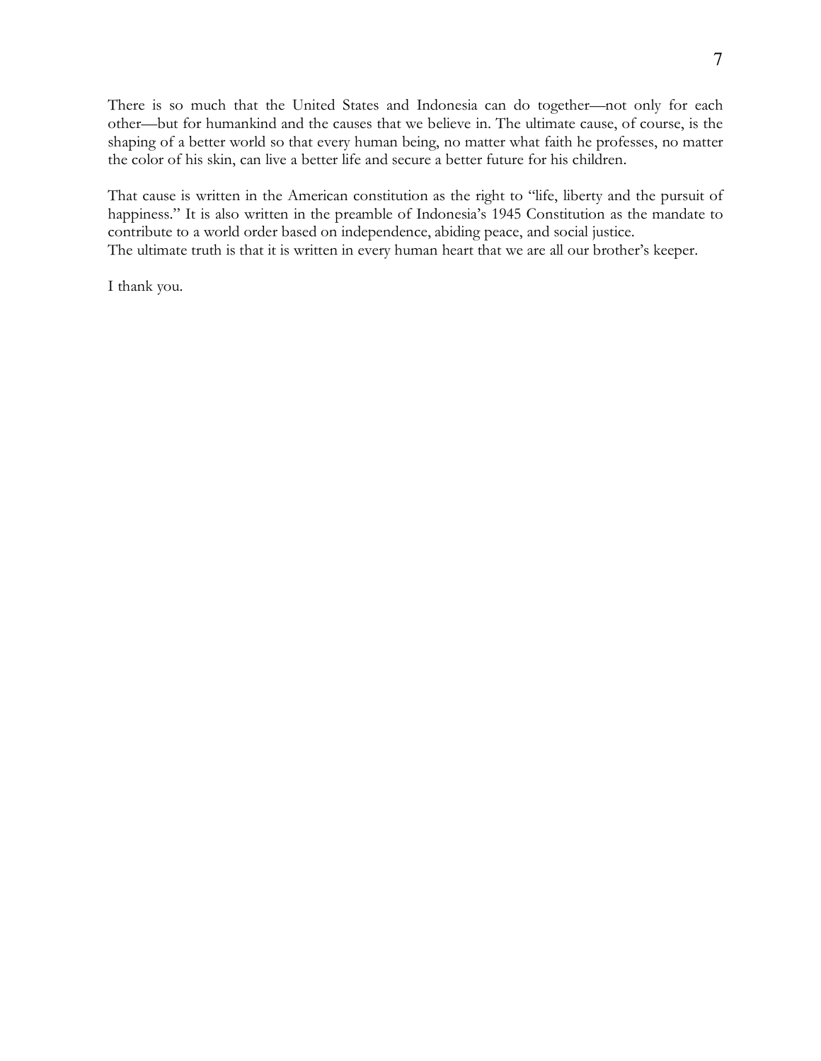There is so much that the United States and Indonesia can do together—not only for each other—but for humankind and the causes that we believe in. The ultimate cause, of course, is the shaping of a better world so that every human being, no matter what faith he professes, no matter the color of his skin, can live a better life and secure a better future for his children.

That cause is written in the American constitution as the right to "life, liberty and the pursuit of happiness." It is also written in the preamble of Indonesia's 1945 Constitution as the mandate to contribute to a world order based on independence, abiding peace, and social justice.
The ultimate truth is that it is written in every human heart that we are all our brother's keeper.

I thank you.